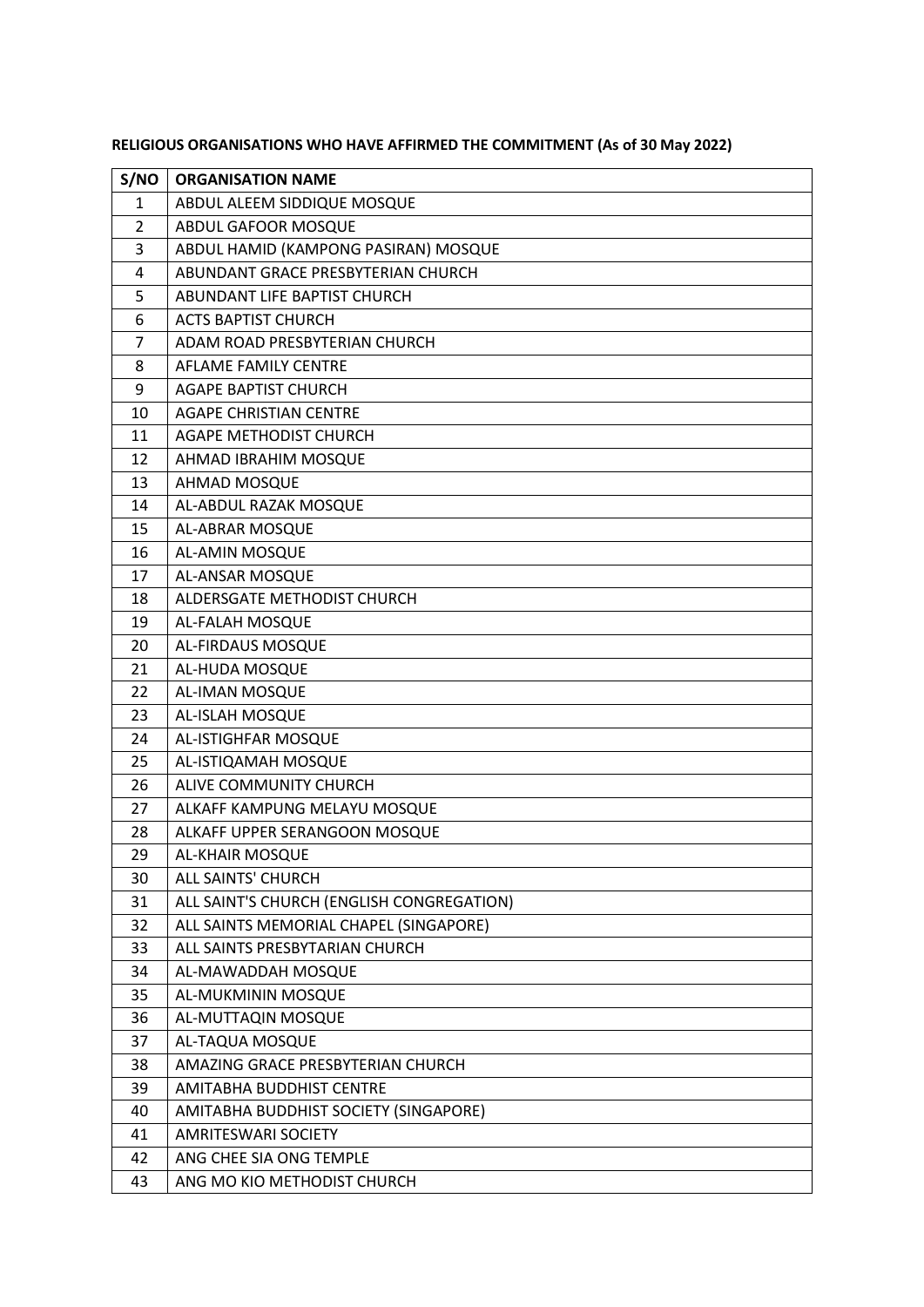**RELIGIOUS ORGANISATIONS WHO HAVE AFFIRMED THE COMMITMENT (As of 30 May 2022)**

| S/NO | ORGANISATION NAME |
|---|---|
| 1 | ABDUL ALEEM SIDDIQUE MOSQUE |
| 2 | ABDUL GAFOOR MOSQUE |
| 3 | ABDUL HAMID (KAMPONG PASIRAN) MOSQUE |
| 4 | ABUNDANT GRACE PRESBYTERIAN CHURCH |
| 5 | ABUNDANT LIFE BAPTIST CHURCH |
| 6 | ACTS BAPTIST CHURCH |
| 7 | ADAM ROAD PRESBYTERIAN CHURCH |
| 8 | AFLAME FAMILY CENTRE |
| 9 | AGAPE BAPTIST CHURCH |
| 10 | AGAPE CHRISTIAN CENTRE |
| 11 | AGAPE METHODIST CHURCH |
| 12 | AHMAD IBRAHIM MOSQUE |
| 13 | AHMAD MOSQUE |
| 14 | AL-ABDUL RAZAK MOSQUE |
| 15 | AL-ABRAR MOSQUE |
| 16 | AL-AMIN MOSQUE |
| 17 | AL-ANSAR MOSQUE |
| 18 | ALDERSGATE METHODIST CHURCH |
| 19 | AL-FALAH MOSQUE |
| 20 | AL-FIRDAUS MOSQUE |
| 21 | AL-HUDA MOSQUE |
| 22 | AL-IMAN MOSQUE |
| 23 | AL-ISLAH MOSQUE |
| 24 | AL-ISTIGHFAR MOSQUE |
| 25 | AL-ISTIQAMAH MOSQUE |
| 26 | ALIVE COMMUNITY CHURCH |
| 27 | ALKAFF KAMPUNG MELAYU MOSQUE |
| 28 | ALKAFF UPPER SERANGOON MOSQUE |
| 29 | AL-KHAIR MOSQUE |
| 30 | ALL SAINTS' CHURCH |
| 31 | ALL SAINT'S CHURCH (ENGLISH CONGREGATION) |
| 32 | ALL SAINTS MEMORIAL CHAPEL (SINGAPORE) |
| 33 | ALL SAINTS PRESBYTARIAN CHURCH |
| 34 | AL-MAWADDAH MOSQUE |
| 35 | AL-MUKMININ MOSQUE |
| 36 | AL-MUTTAQIN MOSQUE |
| 37 | AL-TAQUA MOSQUE |
| 38 | AMAZING GRACE PRESBYTERIAN CHURCH |
| 39 | AMITABHA BUDDHIST CENTRE |
| 40 | AMITABHA BUDDHIST SOCIETY (SINGAPORE) |
| 41 | AMRITESWARI SOCIETY |
| 42 | ANG CHEE SIA ONG TEMPLE |
| 43 | ANG MO KIO METHODIST CHURCH |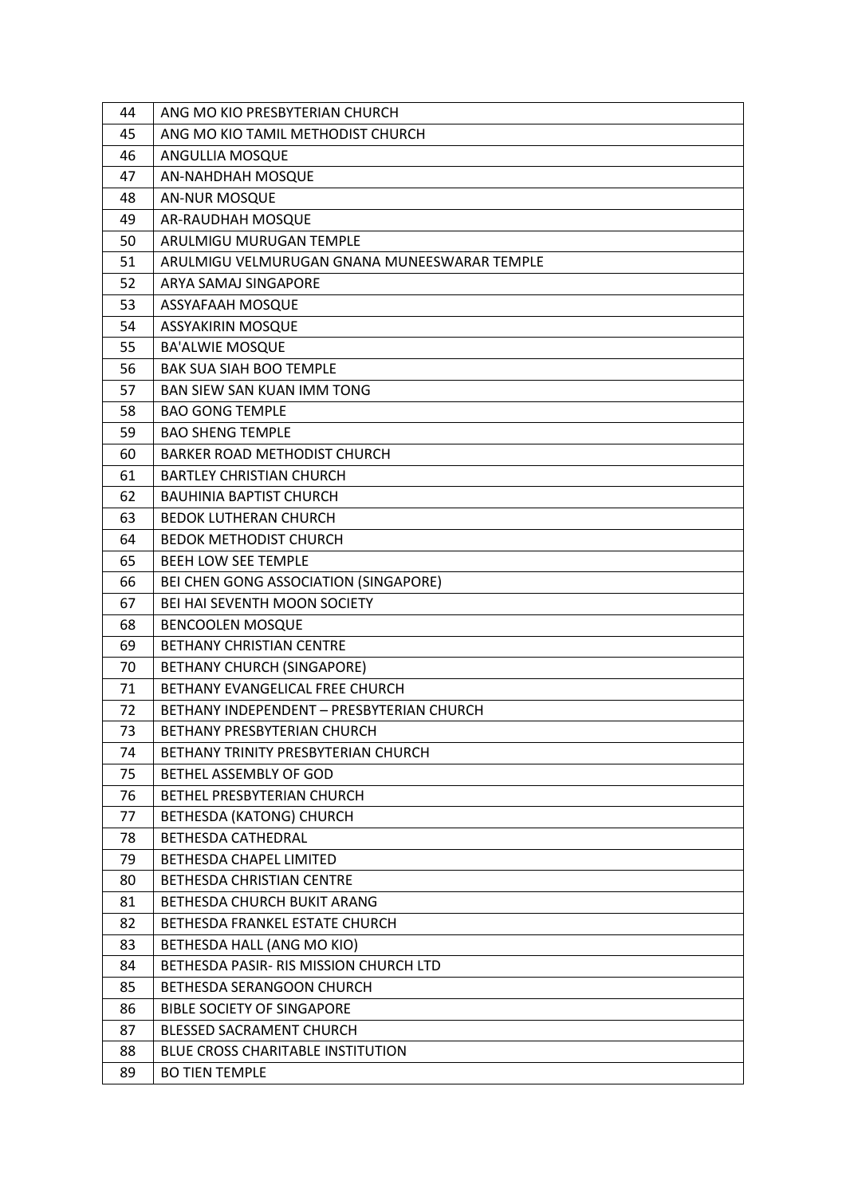| | |
|---|---|
| 44 | ANG MO KIO PRESBYTERIAN CHURCH |
| 45 | ANG MO KIO TAMIL METHODIST CHURCH |
| 46 | ANGULLIA MOSQUE |
| 47 | AN-NAHDHAH MOSQUE |
| 48 | AN-NUR MOSQUE |
| 49 | AR-RAUDHAH MOSQUE |
| 50 | ARULMIGU MURUGAN TEMPLE |
| 51 | ARULMIGU VELMURUGAN GNANA MUNEESWARAR TEMPLE |
| 52 | ARYA SAMAJ SINGAPORE |
| 53 | ASSYAFAAH MOSQUE |
| 54 | ASSYAKIRIN MOSQUE |
| 55 | BA'ALWIE MOSQUE |
| 56 | BAK SUA SIAH BOO TEMPLE |
| 57 | BAN SIEW SAN KUAN IMM TONG |
| 58 | BAO GONG TEMPLE |
| 59 | BAO SHENG TEMPLE |
| 60 | BARKER ROAD METHODIST CHURCH |
| 61 | BARTLEY CHRISTIAN CHURCH |
| 62 | BAUHINIA BAPTIST CHURCH |
| 63 | BEDOK LUTHERAN CHURCH |
| 64 | BEDOK METHODIST CHURCH |
| 65 | BEEH LOW SEE TEMPLE |
| 66 | BEI CHEN GONG ASSOCIATION (SINGAPORE) |
| 67 | BEI HAI SEVENTH MOON SOCIETY |
| 68 | BENCOOLEN MOSQUE |
| 69 | BETHANY CHRISTIAN CENTRE |
| 70 | BETHANY CHURCH (SINGAPORE) |
| 71 | BETHANY EVANGELICAL FREE CHURCH |
| 72 | BETHANY INDEPENDENT – PRESBYTERIAN CHURCH |
| 73 | BETHANY PRESBYTERIAN CHURCH |
| 74 | BETHANY TRINITY PRESBYTERIAN CHURCH |
| 75 | BETHEL ASSEMBLY OF GOD |
| 76 | BETHEL PRESBYTERIAN CHURCH |
| 77 | BETHESDA (KATONG) CHURCH |
| 78 | BETHESDA CATHEDRAL |
| 79 | BETHESDA CHAPEL LIMITED |
| 80 | BETHESDA CHRISTIAN CENTRE |
| 81 | BETHESDA CHURCH BUKIT ARANG |
| 82 | BETHESDA FRANKEL ESTATE CHURCH |
| 83 | BETHESDA HALL (ANG MO KIO) |
| 84 | BETHESDA PASIR- RIS MISSION CHURCH LTD |
| 85 | BETHESDA SERANGOON CHURCH |
| 86 | BIBLE SOCIETY OF SINGAPORE |
| 87 | BLESSED SACRAMENT CHURCH |
| 88 | BLUE CROSS CHARITABLE INSTITUTION |
| 89 | BO TIEN TEMPLE |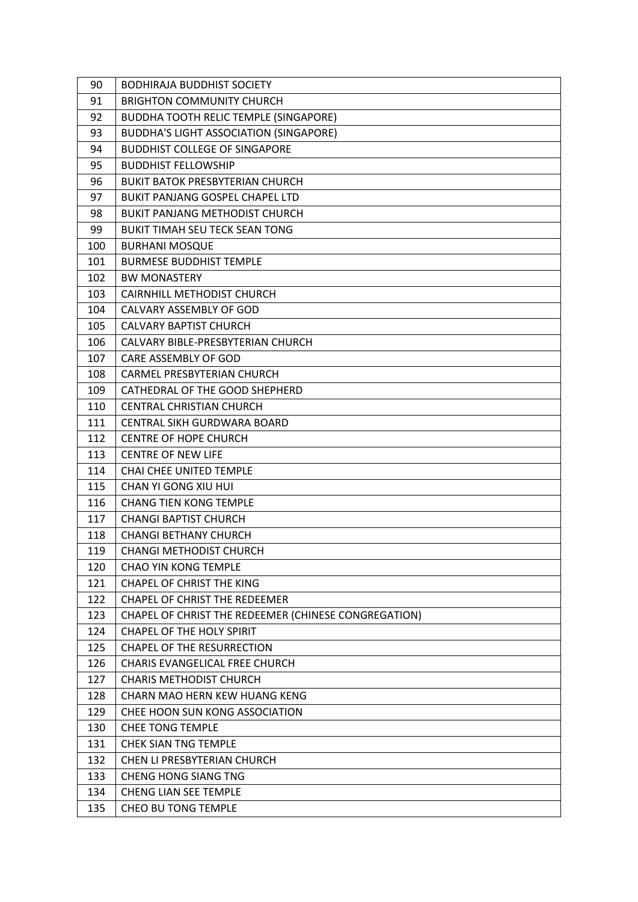| 90 | BODHIRAJA BUDDHIST SOCIETY |
|---|---|
| 91 | BRIGHTON COMMUNITY CHURCH |
| 92 | BUDDHA TOOTH RELIC TEMPLE (SINGAPORE) |
| 93 | BUDDHA'S LIGHT ASSOCIATION (SINGAPORE) |
| 94 | BUDDHIST COLLEGE OF SINGAPORE |
| 95 | BUDDHIST FELLOWSHIP |
| 96 | BUKIT BATOK PRESBYTERIAN CHURCH |
| 97 | BUKIT PANJANG GOSPEL CHAPEL LTD |
| 98 | BUKIT PANJANG METHODIST CHURCH |
| 99 | BUKIT TIMAH SEU TECK SEAN TONG |
| 100 | BURHANI MOSQUE |
| 101 | BURMESE BUDDHIST TEMPLE |
| 102 | BW MONASTERY |
| 103 | CAIRNHILL METHODIST CHURCH |
| 104 | CALVARY ASSEMBLY OF GOD |
| 105 | CALVARY BAPTIST CHURCH |
| 106 | CALVARY BIBLE-PRESBYTERIAN CHURCH |
| 107 | CARE ASSEMBLY OF GOD |
| 108 | CARMEL PRESBYTERIAN CHURCH |
| 109 | CATHEDRAL OF THE GOOD SHEPHERD |
| 110 | CENTRAL CHRISTIAN CHURCH |
| 111 | CENTRAL SIKH GURDWARA BOARD |
| 112 | CENTRE OF HOPE CHURCH |
| 113 | CENTRE OF NEW LIFE |
| 114 | CHAI CHEE UNITED TEMPLE |
| 115 | CHAN YI GONG XIU HUI |
| 116 | CHANG TIEN KONG TEMPLE |
| 117 | CHANGI BAPTIST CHURCH |
| 118 | CHANGI BETHANY CHURCH |
| 119 | CHANGI METHODIST CHURCH |
| 120 | CHAO YIN KONG TEMPLE |
| 121 | CHAPEL OF CHRIST THE KING |
| 122 | CHAPEL OF CHRIST THE REDEEMER |
| 123 | CHAPEL OF CHRIST THE REDEEMER (CHINESE CONGREGATION) |
| 124 | CHAPEL OF THE HOLY SPIRIT |
| 125 | CHAPEL OF THE RESURRECTION |
| 126 | CHARIS EVANGELICAL FREE CHURCH |
| 127 | CHARIS METHODIST CHURCH |
| 128 | CHARN MAO HERN KEW HUANG KENG |
| 129 | CHEE HOON SUN KONG ASSOCIATION |
| 130 | CHEE TONG TEMPLE |
| 131 | CHEK SIAN TNG TEMPLE |
| 132 | CHEN LI PRESBYTERIAN CHURCH |
| 133 | CHENG HONG SIANG TNG |
| 134 | CHENG LIAN SEE TEMPLE |
| 135 | CHEO BU TONG TEMPLE |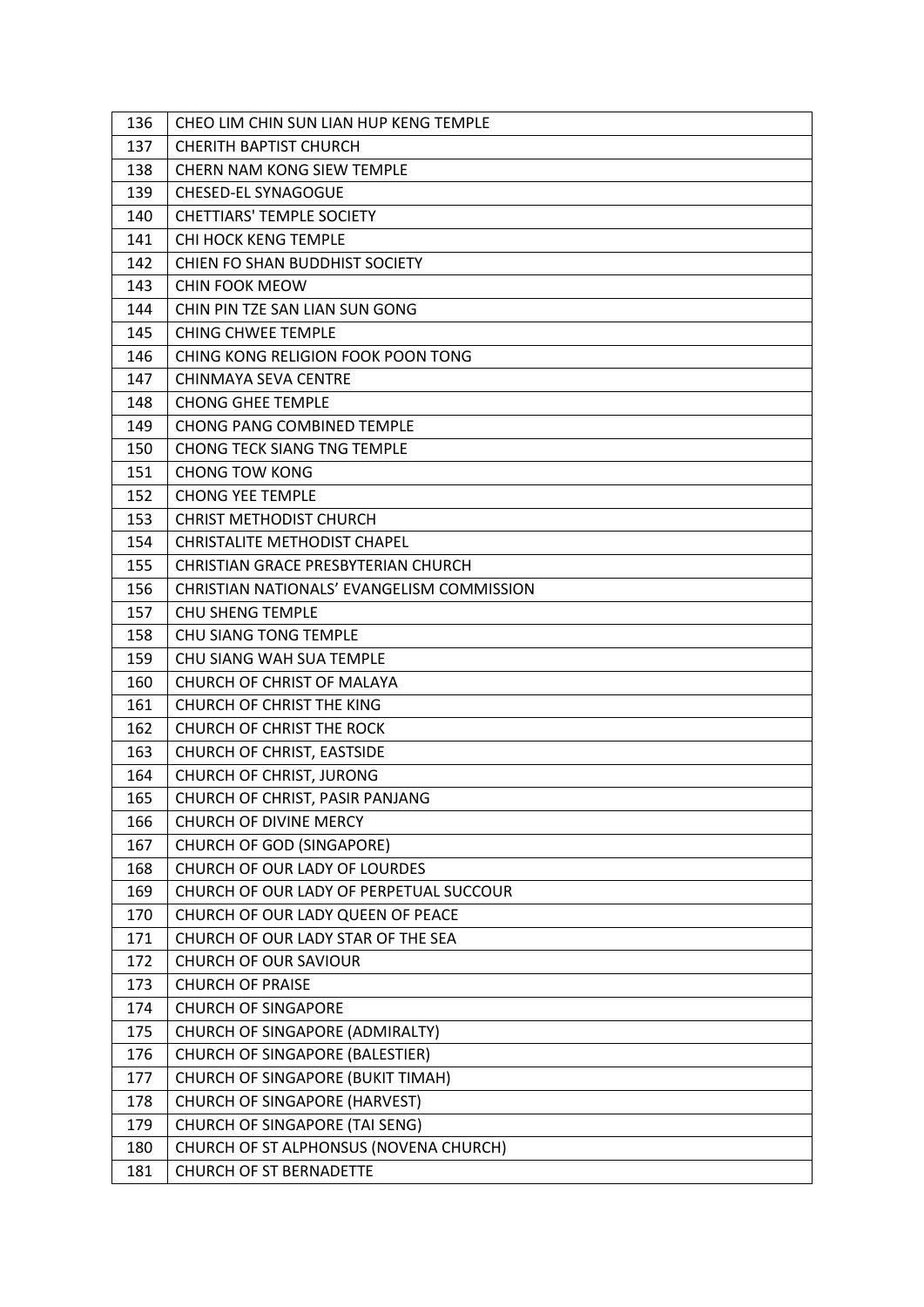| 136 | CHEO LIM CHIN SUN LIAN HUP KENG TEMPLE |
|---|---|
| 137 | CHERITH BAPTIST CHURCH |
| 138 | CHERN NAM KONG SIEW TEMPLE |
| 139 | CHESED-EL SYNAGOGUE |
| 140 | CHETTIARS' TEMPLE SOCIETY |
| 141 | CHI HOCK KENG TEMPLE |
| 142 | CHIEN FO SHAN BUDDHIST SOCIETY |
| 143 | CHIN FOOK MEOW |
| 144 | CHIN PIN TZE SAN LIAN SUN GONG |
| 145 | CHING CHWEE TEMPLE |
| 146 | CHING KONG RELIGION FOOK POON TONG |
| 147 | CHINMAYA SEVA CENTRE |
| 148 | CHONG GHEE TEMPLE |
| 149 | CHONG PANG COMBINED TEMPLE |
| 150 | CHONG TECK SIANG TNG TEMPLE |
| 151 | CHONG TOW KONG |
| 152 | CHONG YEE TEMPLE |
| 153 | CHRIST METHODIST CHURCH |
| 154 | CHRISTALITE METHODIST CHAPEL |
| 155 | CHRISTIAN GRACE PRESBYTERIAN CHURCH |
| 156 | CHRISTIAN NATIONALS' EVANGELISM COMMISSION |
| 157 | CHU SHENG TEMPLE |
| 158 | CHU SIANG TONG TEMPLE |
| 159 | CHU SIANG WAH SUA TEMPLE |
| 160 | CHURCH OF CHRIST OF MALAYA |
| 161 | CHURCH OF CHRIST THE KING |
| 162 | CHURCH OF CHRIST THE ROCK |
| 163 | CHURCH OF CHRIST, EASTSIDE |
| 164 | CHURCH OF CHRIST, JURONG |
| 165 | CHURCH OF CHRIST, PASIR PANJANG |
| 166 | CHURCH OF DIVINE MERCY |
| 167 | CHURCH OF GOD (SINGAPORE) |
| 168 | CHURCH OF OUR LADY OF LOURDES |
| 169 | CHURCH OF OUR LADY OF PERPETUAL SUCCOUR |
| 170 | CHURCH OF OUR LADY QUEEN OF PEACE |
| 171 | CHURCH OF OUR LADY STAR OF THE SEA |
| 172 | CHURCH OF OUR SAVIOUR |
| 173 | CHURCH OF PRAISE |
| 174 | CHURCH OF SINGAPORE |
| 175 | CHURCH OF SINGAPORE (ADMIRALTY) |
| 176 | CHURCH OF SINGAPORE (BALESTIER) |
| 177 | CHURCH OF SINGAPORE (BUKIT TIMAH) |
| 178 | CHURCH OF SINGAPORE (HARVEST) |
| 179 | CHURCH OF SINGAPORE (TAI SENG) |
| 180 | CHURCH OF ST ALPHONSUS (NOVENA CHURCH) |
| 181 | CHURCH OF ST BERNADETTE |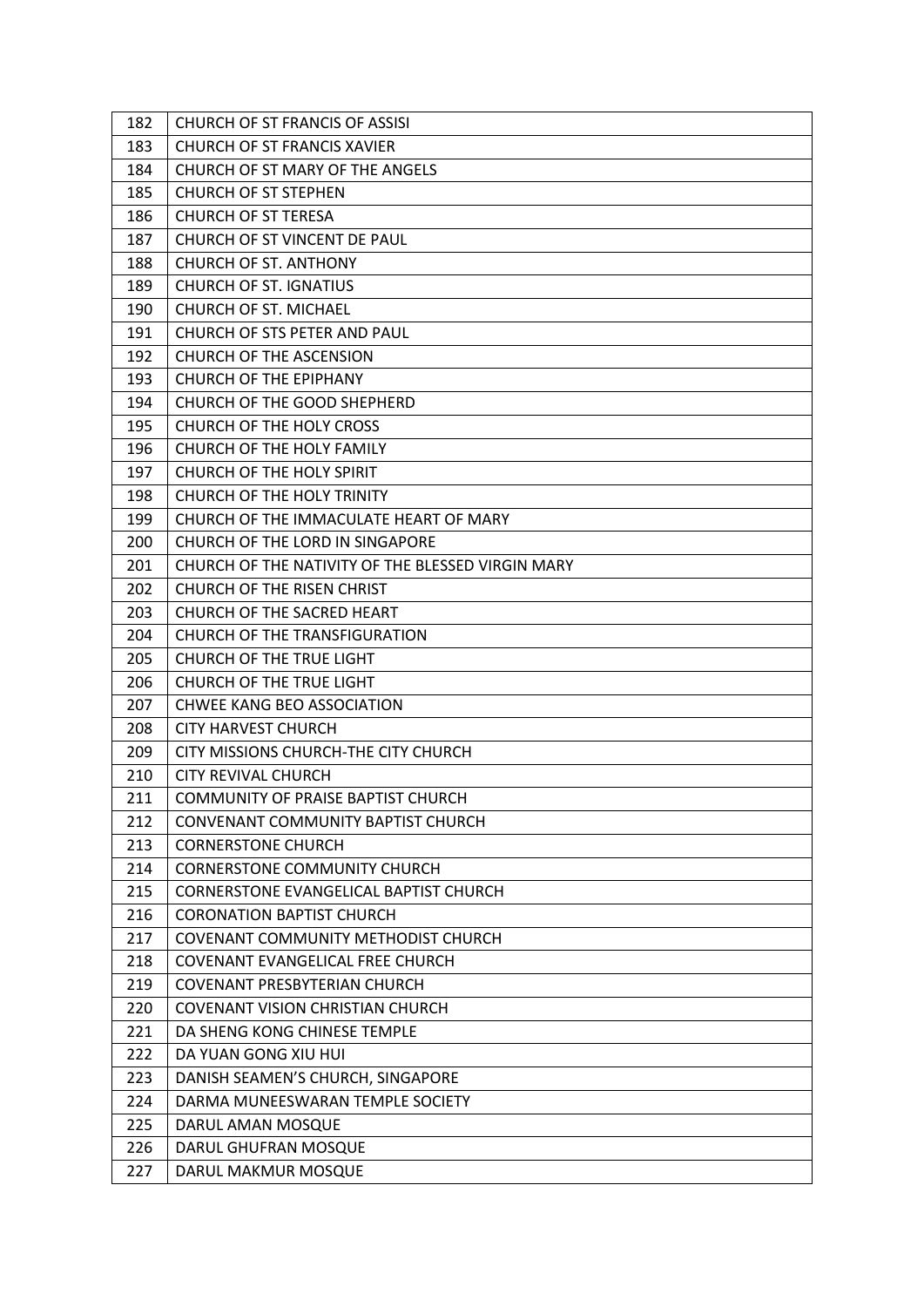| 182 | CHURCH OF ST FRANCIS OF ASSISI |
|---|---|
| 183 | CHURCH OF ST FRANCIS XAVIER |
| 184 | CHURCH OF ST MARY OF THE ANGELS |
| 185 | CHURCH OF ST STEPHEN |
| 186 | CHURCH OF ST TERESA |
| 187 | CHURCH OF ST VINCENT DE PAUL |
| 188 | CHURCH OF ST. ANTHONY |
| 189 | CHURCH OF ST. IGNATIUS |
| 190 | CHURCH OF ST. MICHAEL |
| 191 | CHURCH OF STS PETER AND PAUL |
| 192 | CHURCH OF THE ASCENSION |
| 193 | CHURCH OF THE EPIPHANY |
| 194 | CHURCH OF THE GOOD SHEPHERD |
| 195 | CHURCH OF THE HOLY CROSS |
| 196 | CHURCH OF THE HOLY FAMILY |
| 197 | CHURCH OF THE HOLY SPIRIT |
| 198 | CHURCH OF THE HOLY TRINITY |
| 199 | CHURCH OF THE IMMACULATE HEART OF MARY |
| 200 | CHURCH OF THE LORD IN SINGAPORE |
| 201 | CHURCH OF THE NATIVITY OF THE BLESSED VIRGIN MARY |
| 202 | CHURCH OF THE RISEN CHRIST |
| 203 | CHURCH OF THE SACRED HEART |
| 204 | CHURCH OF THE TRANSFIGURATION |
| 205 | CHURCH OF THE TRUE LIGHT |
| 206 | CHURCH OF THE TRUE LIGHT |
| 207 | CHWEE KANG BEO ASSOCIATION |
| 208 | CITY HARVEST CHURCH |
| 209 | CITY MISSIONS CHURCH-THE CITY CHURCH |
| 210 | CITY REVIVAL CHURCH |
| 211 | COMMUNITY OF PRAISE BAPTIST CHURCH |
| 212 | CONVENANT COMMUNITY BAPTIST CHURCH |
| 213 | CORNERSTONE CHURCH |
| 214 | CORNERSTONE COMMUNITY CHURCH |
| 215 | CORNERSTONE EVANGELICAL BAPTIST CHURCH |
| 216 | CORONATION BAPTIST CHURCH |
| 217 | COVENANT COMMUNITY METHODIST CHURCH |
| 218 | COVENANT EVANGELICAL FREE CHURCH |
| 219 | COVENANT PRESBYTERIAN CHURCH |
| 220 | COVENANT VISION CHRISTIAN CHURCH |
| 221 | DA SHENG KONG CHINESE TEMPLE |
| 222 | DA YUAN GONG XIU HUI |
| 223 | DANISH SEAMEN'S CHURCH, SINGAPORE |
| 224 | DARMA MUNEESWARAN TEMPLE SOCIETY |
| 225 | DARUL AMAN MOSQUE |
| 226 | DARUL GHUFRAN MOSQUE |
| 227 | DARUL MAKMUR MOSQUE |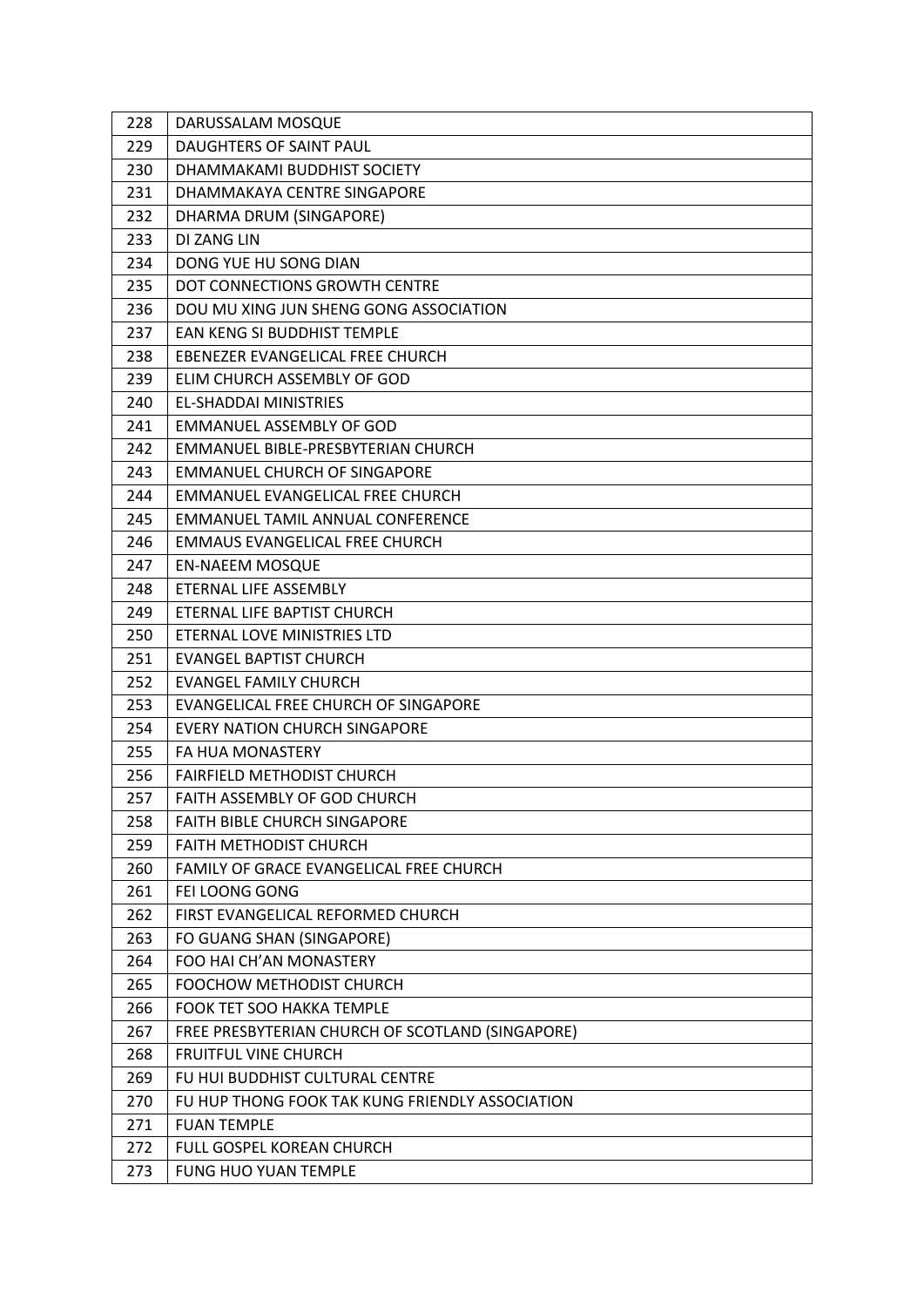| 228 | DARUSSALAM MOSQUE |
|---|---|
| 229 | DAUGHTERS OF SAINT PAUL |
| 230 | DHAMMAKAMI BUDDHIST SOCIETY |
| 231 | DHAMMAKAYA CENTRE SINGAPORE |
| 232 | DHARMA DRUM (SINGAPORE) |
| 233 | DI ZANG LIN |
| 234 | DONG YUE HU SONG DIAN |
| 235 | DOT CONNECTIONS GROWTH CENTRE |
| 236 | DOU MU XING JUN SHENG GONG ASSOCIATION |
| 237 | EAN KENG SI BUDDHIST TEMPLE |
| 238 | EBENEZER EVANGELICAL FREE CHURCH |
| 239 | ELIM CHURCH ASSEMBLY OF GOD |
| 240 | EL-SHADDAI MINISTRIES |
| 241 | EMMANUEL ASSEMBLY OF GOD |
| 242 | EMMANUEL BIBLE-PRESBYTERIAN CHURCH |
| 243 | EMMANUEL CHURCH OF SINGAPORE |
| 244 | EMMANUEL EVANGELICAL FREE CHURCH |
| 245 | EMMANUEL TAMIL ANNUAL CONFERENCE |
| 246 | EMMAUS EVANGELICAL FREE CHURCH |
| 247 | EN-NAEEM MOSQUE |
| 248 | ETERNAL LIFE ASSEMBLY |
| 249 | ETERNAL LIFE BAPTIST CHURCH |
| 250 | ETERNAL LOVE MINISTRIES LTD |
| 251 | EVANGEL BAPTIST CHURCH |
| 252 | EVANGEL FAMILY CHURCH |
| 253 | EVANGELICAL FREE CHURCH OF SINGAPORE |
| 254 | EVERY NATION CHURCH SINGAPORE |
| 255 | FA HUA MONASTERY |
| 256 | FAIRFIELD METHODIST CHURCH |
| 257 | FAITH ASSEMBLY OF GOD CHURCH |
| 258 | FAITH BIBLE CHURCH SINGAPORE |
| 259 | FAITH METHODIST CHURCH |
| 260 | FAMILY OF GRACE EVANGELICAL FREE CHURCH |
| 261 | FEI LOONG GONG |
| 262 | FIRST EVANGELICAL REFORMED CHURCH |
| 263 | FO GUANG SHAN (SINGAPORE) |
| 264 | FOO HAI CH'AN MONASTERY |
| 265 | FOOCHOW METHODIST CHURCH |
| 266 | FOOK TET SOO HAKKA TEMPLE |
| 267 | FREE PRESBYTERIAN CHURCH OF SCOTLAND (SINGAPORE) |
| 268 | FRUITFUL VINE CHURCH |
| 269 | FU HUI BUDDHIST CULTURAL CENTRE |
| 270 | FU HUP THONG FOOK TAK KUNG FRIENDLY ASSOCIATION |
| 271 | FUAN TEMPLE |
| 272 | FULL GOSPEL KOREAN CHURCH |
| 273 | FUNG HUO YUAN TEMPLE |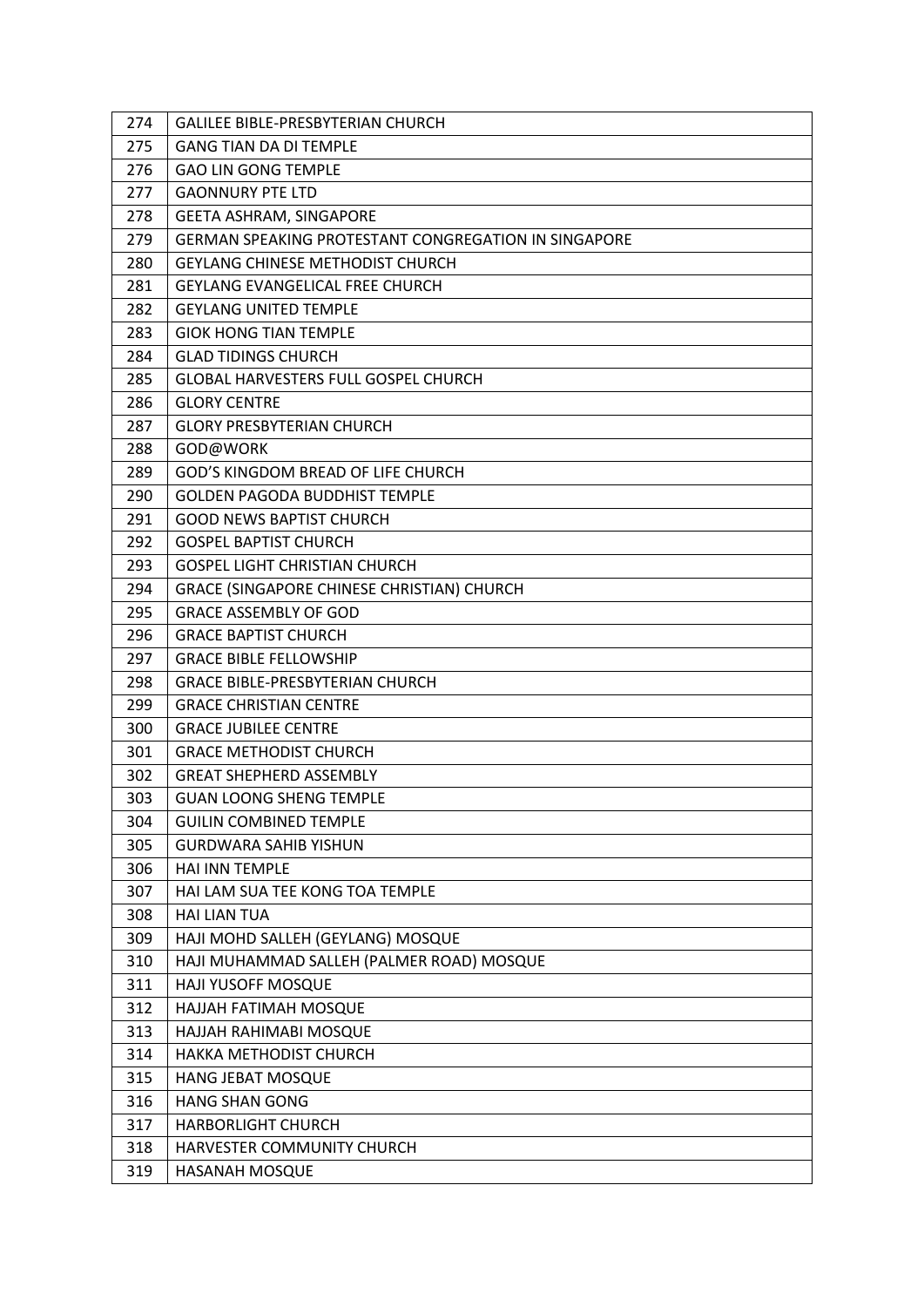| | |
|---|---|
| 274 | GALILEE BIBLE-PRESBYTERIAN CHURCH |
| 275 | GANG TIAN DA DI TEMPLE |
| 276 | GAO LIN GONG TEMPLE |
| 277 | GAONNURY PTE LTD |
| 278 | GEETA ASHRAM, SINGAPORE |
| 279 | GERMAN SPEAKING PROTESTANT CONGREGATION IN SINGAPORE |
| 280 | GEYLANG CHINESE METHODIST CHURCH |
| 281 | GEYLANG EVANGELICAL FREE CHURCH |
| 282 | GEYLANG UNITED TEMPLE |
| 283 | GIOK HONG TIAN TEMPLE |
| 284 | GLAD TIDINGS CHURCH |
| 285 | GLOBAL HARVESTERS FULL GOSPEL CHURCH |
| 286 | GLORY CENTRE |
| 287 | GLORY PRESBYTERIAN CHURCH |
| 288 | GOD@WORK |
| 289 | GOD'S KINGDOM BREAD OF LIFE CHURCH |
| 290 | GOLDEN PAGODA BUDDHIST TEMPLE |
| 291 | GOOD NEWS BAPTIST CHURCH |
| 292 | GOSPEL BAPTIST CHURCH |
| 293 | GOSPEL LIGHT CHRISTIAN CHURCH |
| 294 | GRACE (SINGAPORE CHINESE CHRISTIAN) CHURCH |
| 295 | GRACE ASSEMBLY OF GOD |
| 296 | GRACE BAPTIST CHURCH |
| 297 | GRACE BIBLE FELLOWSHIP |
| 298 | GRACE BIBLE-PRESBYTERIAN CHURCH |
| 299 | GRACE CHRISTIAN CENTRE |
| 300 | GRACE JUBILEE CENTRE |
| 301 | GRACE METHODIST CHURCH |
| 302 | GREAT SHEPHERD ASSEMBLY |
| 303 | GUAN LOONG SHENG TEMPLE |
| 304 | GUILIN COMBINED TEMPLE |
| 305 | GURDWARA SAHIB YISHUN |
| 306 | HAI INN TEMPLE |
| 307 | HAI LAM SUA TEE KONG TOA TEMPLE |
| 308 | HAI LIAN TUA |
| 309 | HAJI MOHD SALLEH (GEYLANG) MOSQUE |
| 310 | HAJI MUHAMMAD SALLEH (PALMER ROAD) MOSQUE |
| 311 | HAJI YUSOFF MOSQUE |
| 312 | HAJJAH FATIMAH MOSQUE |
| 313 | HAJJAH RAHIMABI MOSQUE |
| 314 | HAKKA METHODIST CHURCH |
| 315 | HANG JEBAT MOSQUE |
| 316 | HANG SHAN GONG |
| 317 | HARBORLIGHT CHURCH |
| 318 | HARVESTER COMMUNITY CHURCH |
| 319 | HASANAH MOSQUE |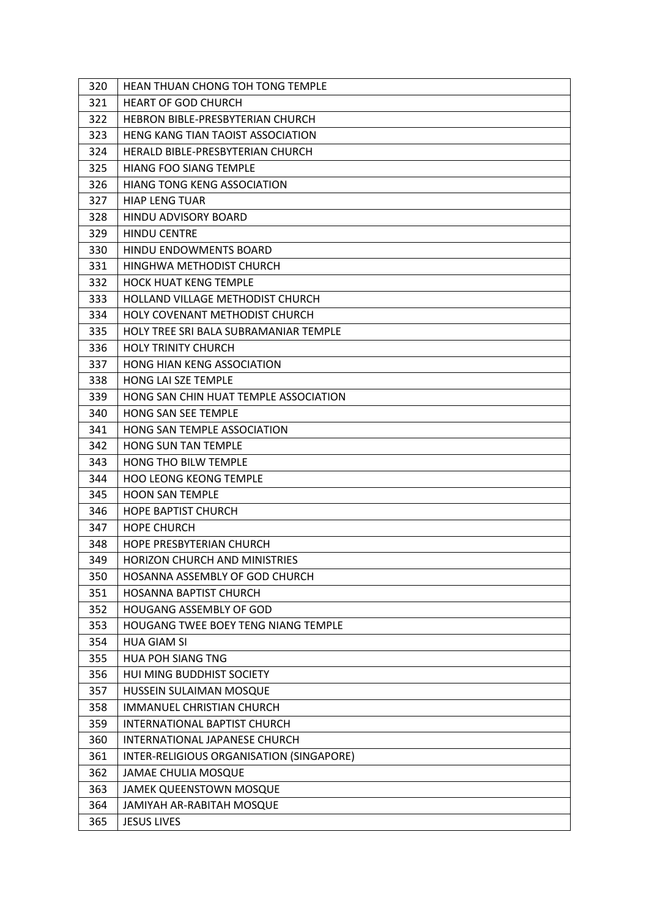| | |
|---|---|
| 320 | HEAN THUAN CHONG TOH TONG TEMPLE |
| 321 | HEART OF GOD CHURCH |
| 322 | HEBRON BIBLE-PRESBYTERIAN CHURCH |
| 323 | HENG KANG TIAN TAOIST ASSOCIATION |
| 324 | HERALD BIBLE-PRESBYTERIAN CHURCH |
| 325 | HIANG FOO SIANG TEMPLE |
| 326 | HIANG TONG KENG ASSOCIATION |
| 327 | HIAP LENG TUAR |
| 328 | HINDU ADVISORY BOARD |
| 329 | HINDU CENTRE |
| 330 | HINDU ENDOWMENTS BOARD |
| 331 | HINGHWA METHODIST CHURCH |
| 332 | HOCK HUAT KENG TEMPLE |
| 333 | HOLLAND VILLAGE METHODIST CHURCH |
| 334 | HOLY COVENANT METHODIST CHURCH |
| 335 | HOLY TREE SRI BALA SUBRAMANIAR TEMPLE |
| 336 | HOLY TRINITY CHURCH |
| 337 | HONG HIAN KENG ASSOCIATION |
| 338 | HONG LAI SZE TEMPLE |
| 339 | HONG SAN CHIN HUAT TEMPLE ASSOCIATION |
| 340 | HONG SAN SEE TEMPLE |
| 341 | HONG SAN TEMPLE ASSOCIATION |
| 342 | HONG SUN TAN TEMPLE |
| 343 | HONG THO BILW TEMPLE |
| 344 | HOO LEONG KEONG TEMPLE |
| 345 | HOON SAN TEMPLE |
| 346 | HOPE BAPTIST CHURCH |
| 347 | HOPE CHURCH |
| 348 | HOPE PRESBYTERIAN CHURCH |
| 349 | HORIZON CHURCH AND MINISTRIES |
| 350 | HOSANNA ASSEMBLY OF GOD CHURCH |
| 351 | HOSANNA BAPTIST CHURCH |
| 352 | HOUGANG ASSEMBLY OF GOD |
| 353 | HOUGANG TWEE BOEY TENG NIANG TEMPLE |
| 354 | HUA GIAM SI |
| 355 | HUA POH SIANG TNG |
| 356 | HUI MING BUDDHIST SOCIETY |
| 357 | HUSSEIN SULAIMAN MOSQUE |
| 358 | IMMANUEL CHRISTIAN CHURCH |
| 359 | INTERNATIONAL BAPTIST CHURCH |
| 360 | INTERNATIONAL JAPANESE CHURCH |
| 361 | INTER-RELIGIOUS ORGANISATION (SINGAPORE) |
| 362 | JAMAE CHULIA MOSQUE |
| 363 | JAMEK QUEENSTOWN MOSQUE |
| 364 | JAMIYAH AR-RABITAH MOSQUE |
| 365 | JESUS LIVES |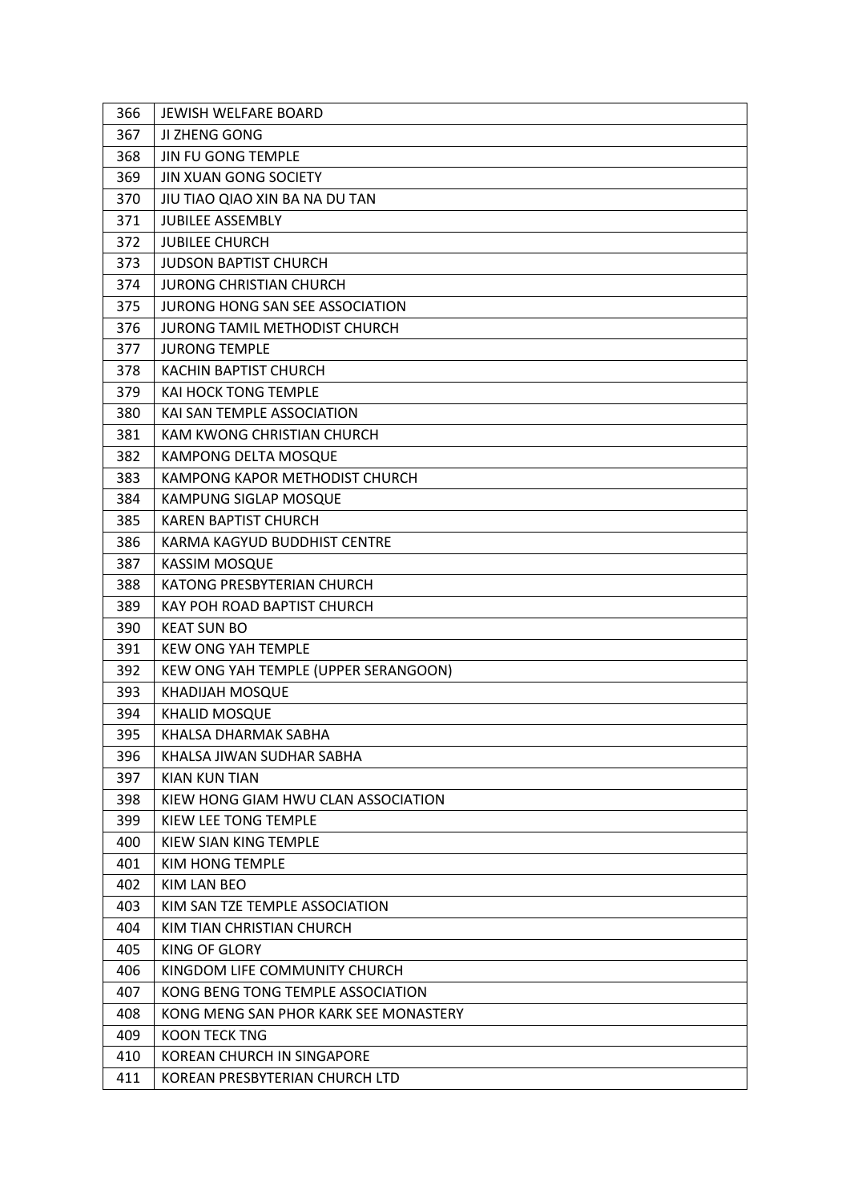| | |
|---|---|
| 366 | JEWISH WELFARE BOARD |
| 367 | JI ZHENG GONG |
| 368 | JIN FU GONG TEMPLE |
| 369 | JIN XUAN GONG SOCIETY |
| 370 | JIU TIAO QIAO XIN BA NA DU TAN |
| 371 | JUBILEE ASSEMBLY |
| 372 | JUBILEE CHURCH |
| 373 | JUDSON BAPTIST CHURCH |
| 374 | JURONG CHRISTIAN CHURCH |
| 375 | JURONG HONG SAN SEE ASSOCIATION |
| 376 | JURONG TAMIL METHODIST CHURCH |
| 377 | JURONG TEMPLE |
| 378 | KACHIN BAPTIST CHURCH |
| 379 | KAI HOCK TONG TEMPLE |
| 380 | KAI SAN TEMPLE ASSOCIATION |
| 381 | KAM KWONG CHRISTIAN CHURCH |
| 382 | KAMPONG DELTA MOSQUE |
| 383 | KAMPONG KAPOR METHODIST CHURCH |
| 384 | KAMPUNG SIGLAP MOSQUE |
| 385 | KAREN BAPTIST CHURCH |
| 386 | KARMA KAGYUD BUDDHIST CENTRE |
| 387 | KASSIM MOSQUE |
| 388 | KATONG PRESBYTERIAN CHURCH |
| 389 | KAY POH ROAD BAPTIST CHURCH |
| 390 | KEAT SUN BO |
| 391 | KEW ONG YAH TEMPLE |
| 392 | KEW ONG YAH TEMPLE (UPPER SERANGOON) |
| 393 | KHADIJAH MOSQUE |
| 394 | KHALID MOSQUE |
| 395 | KHALSA DHARMAK SABHA |
| 396 | KHALSA JIWAN SUDHAR SABHA |
| 397 | KIAN KUN TIAN |
| 398 | KIEW HONG GIAM HWU CLAN ASSOCIATION |
| 399 | KIEW LEE TONG TEMPLE |
| 400 | KIEW SIAN KING TEMPLE |
| 401 | KIM HONG TEMPLE |
| 402 | KIM LAN BEO |
| 403 | KIM SAN TZE TEMPLE ASSOCIATION |
| 404 | KIM TIAN CHRISTIAN CHURCH |
| 405 | KING OF GLORY |
| 406 | KINGDOM LIFE COMMUNITY CHURCH |
| 407 | KONG BENG TONG TEMPLE ASSOCIATION |
| 408 | KONG MENG SAN PHOR KARK SEE MONASTERY |
| 409 | KOON TECK TNG |
| 410 | KOREAN CHURCH IN SINGAPORE |
| 411 | KOREAN PRESBYTERIAN CHURCH LTD |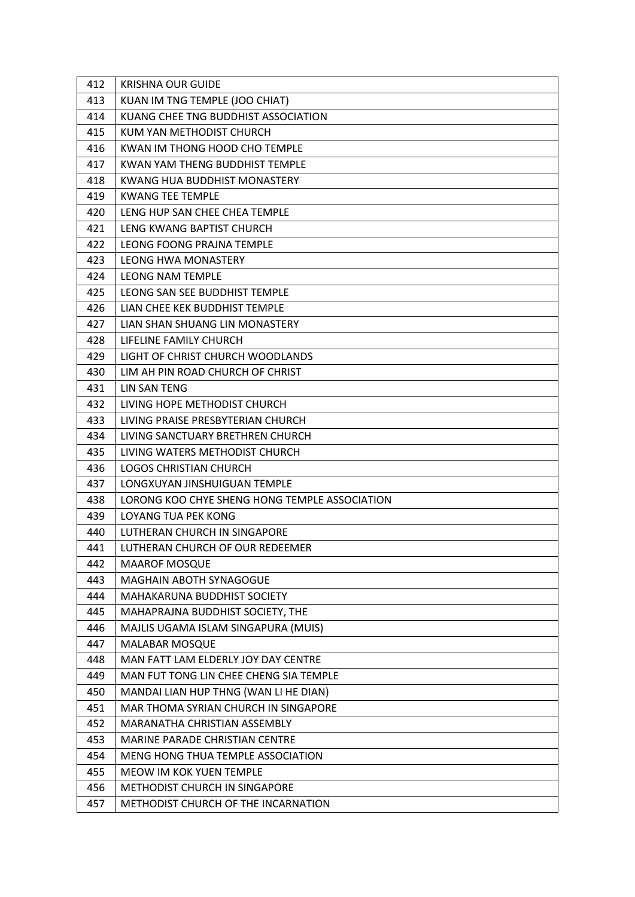| 412 | KRISHNA OUR GUIDE |
|---|---|
| 413 | KUAN IM TNG TEMPLE (JOO CHIAT) |
| 414 | KUANG CHEE TNG BUDDHIST ASSOCIATION |
| 415 | KUM YAN METHODIST CHURCH |
| 416 | KWAN IM THONG HOOD CHO TEMPLE |
| 417 | KWAN YAM THENG BUDDHIST TEMPLE |
| 418 | KWANG HUA BUDDHIST MONASTERY |
| 419 | KWANG TEE TEMPLE |
| 420 | LENG HUP SAN CHEE CHEA TEMPLE |
| 421 | LENG KWANG BAPTIST CHURCH |
| 422 | LEONG FOONG PRAJNA TEMPLE |
| 423 | LEONG HWA MONASTERY |
| 424 | LEONG NAM TEMPLE |
| 425 | LEONG SAN SEE BUDDHIST TEMPLE |
| 426 | LIAN CHEE KEK BUDDHIST TEMPLE |
| 427 | LIAN SHAN SHUANG LIN MONASTERY |
| 428 | LIFELINE FAMILY CHURCH |
| 429 | LIGHT OF CHRIST CHURCH WOODLANDS |
| 430 | LIM AH PIN ROAD CHURCH OF CHRIST |
| 431 | LIN SAN TENG |
| 432 | LIVING HOPE METHODIST CHURCH |
| 433 | LIVING PRAISE PRESBYTERIAN CHURCH |
| 434 | LIVING SANCTUARY BRETHREN CHURCH |
| 435 | LIVING WATERS METHODIST CHURCH |
| 436 | LOGOS CHRISTIAN CHURCH |
| 437 | LONGXUYAN JINSHUIGUAN TEMPLE |
| 438 | LORONG KOO CHYE SHENG HONG TEMPLE ASSOCIATION |
| 439 | LOYANG TUA PEK KONG |
| 440 | LUTHERAN CHURCH IN SINGAPORE |
| 441 | LUTHERAN CHURCH OF OUR REDEEMER |
| 442 | MAAROF MOSQUE |
| 443 | MAGHAIN ABOTH SYNAGOGUE |
| 444 | MAHAKARUNA BUDDHIST SOCIETY |
| 445 | MAHAPRAJNA BUDDHIST SOCIETY, THE |
| 446 | MAJLIS UGAMA ISLAM SINGAPURA (MUIS) |
| 447 | MALABAR MOSQUE |
| 448 | MAN FATT LAM ELDERLY JOY DAY CENTRE |
| 449 | MAN FUT TONG LIN CHEE CHENG SIA TEMPLE |
| 450 | MANDAI LIAN HUP THNG (WAN LI HE DIAN) |
| 451 | MAR THOMA SYRIAN CHURCH IN SINGAPORE |
| 452 | MARANATHA CHRISTIAN ASSEMBLY |
| 453 | MARINE PARADE CHRISTIAN CENTRE |
| 454 | MENG HONG THUA TEMPLE ASSOCIATION |
| 455 | MEOW IM KOK YUEN TEMPLE |
| 456 | METHODIST CHURCH IN SINGAPORE |
| 457 | METHODIST CHURCH OF THE INCARNATION |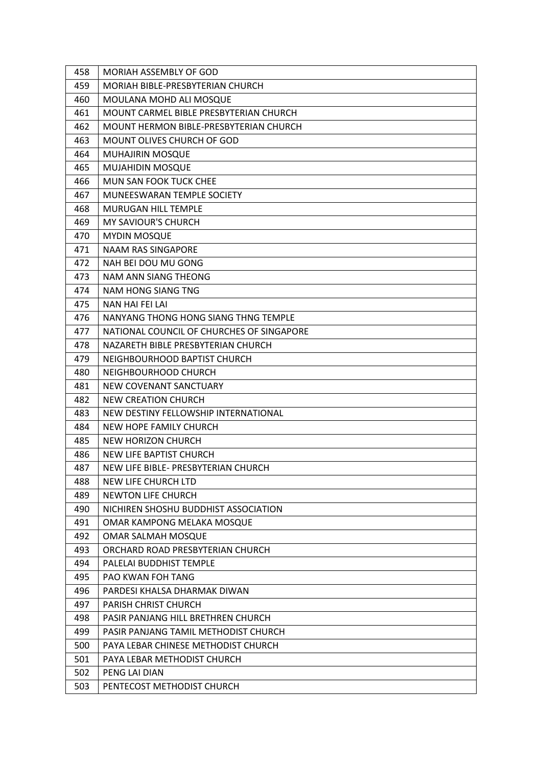| 458 | MORIAH ASSEMBLY OF GOD |
|---|---|
| 459 | MORIAH BIBLE-PRESBYTERIAN CHURCH |
| 460 | MOULANA MOHD ALI MOSQUE |
| 461 | MOUNT CARMEL BIBLE PRESBYTERIAN CHURCH |
| 462 | MOUNT HERMON BIBLE-PRESBYTERIAN CHURCH |
| 463 | MOUNT OLIVES CHURCH OF GOD |
| 464 | MUHAJIRIN MOSQUE |
| 465 | MUJAHIDIN MOSQUE |
| 466 | MUN SAN FOOK TUCK CHEE |
| 467 | MUNEESWARAN TEMPLE SOCIETY |
| 468 | MURUGAN HILL TEMPLE |
| 469 | MY SAVIOUR'S CHURCH |
| 470 | MYDIN MOSQUE |
| 471 | NAAM RAS SINGAPORE |
| 472 | NAH BEI DOU MU GONG |
| 473 | NAM ANN SIANG THEONG |
| 474 | NAM HONG SIANG TNG |
| 475 | NAN HAI FEI LAI |
| 476 | NANYANG THONG HONG SIANG THNG TEMPLE |
| 477 | NATIONAL COUNCIL OF CHURCHES OF SINGAPORE |
| 478 | NAZARETH BIBLE PRESBYTERIAN CHURCH |
| 479 | NEIGHBOURHOOD BAPTIST CHURCH |
| 480 | NEIGHBOURHOOD CHURCH |
| 481 | NEW COVENANT SANCTUARY |
| 482 | NEW CREATION CHURCH |
| 483 | NEW DESTINY FELLOWSHIP INTERNATIONAL |
| 484 | NEW HOPE FAMILY CHURCH |
| 485 | NEW HORIZON CHURCH |
| 486 | NEW LIFE BAPTIST CHURCH |
| 487 | NEW LIFE BIBLE- PRESBYTERIAN CHURCH |
| 488 | NEW LIFE CHURCH LTD |
| 489 | NEWTON LIFE CHURCH |
| 490 | NICHIREN SHOSHU BUDDHIST ASSOCIATION |
| 491 | OMAR KAMPONG MELAKA MOSQUE |
| 492 | OMAR SALMAH MOSQUE |
| 493 | ORCHARD ROAD PRESBYTERIAN CHURCH |
| 494 | PALELAI BUDDHIST TEMPLE |
| 495 | PAO KWAN FOH TANG |
| 496 | PARDESI KHALSA DHARMAK DIWAN |
| 497 | PARISH CHRIST CHURCH |
| 498 | PASIR PANJANG HILL BRETHREN CHURCH |
| 499 | PASIR PANJANG TAMIL METHODIST CHURCH |
| 500 | PAYA LEBAR CHINESE METHODIST CHURCH |
| 501 | PAYA LEBAR METHODIST CHURCH |
| 502 | PENG LAI DIAN |
| 503 | PENTECOST METHODIST CHURCH |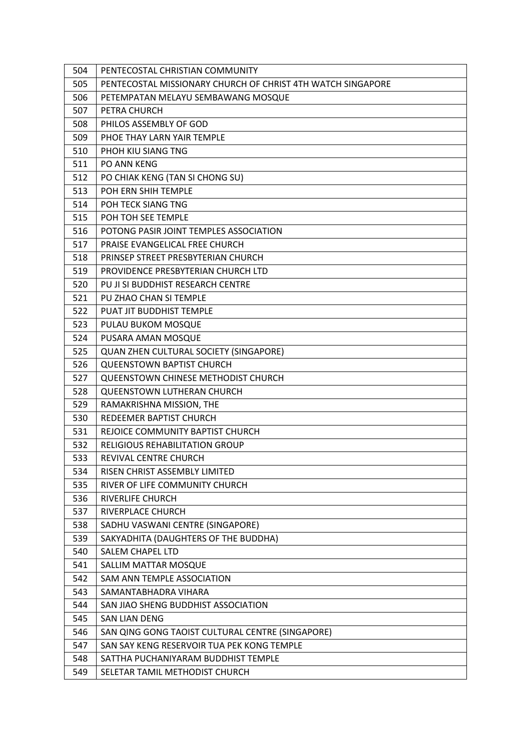| | |
|---|---|
| 504 | PENTECOSTAL CHRISTIAN COMMUNITY |
| 505 | PENTECOSTAL MISSIONARY CHURCH OF CHRIST 4TH WATCH SINGAPORE |
| 506 | PETEMPATAN MELAYU SEMBAWANG MOSQUE |
| 507 | PETRA CHURCH |
| 508 | PHILOS ASSEMBLY OF GOD |
| 509 | PHOE THAY LARN YAIR TEMPLE |
| 510 | PHOH KIU SIANG TNG |
| 511 | PO ANN KENG |
| 512 | PO CHIAK KENG (TAN SI CHONG SU) |
| 513 | POH ERN SHIH TEMPLE |
| 514 | POH TECK SIANG TNG |
| 515 | POH TOH SEE TEMPLE |
| 516 | POTONG PASIR JOINT TEMPLES ASSOCIATION |
| 517 | PRAISE EVANGELICAL FREE CHURCH |
| 518 | PRINSEP STREET PRESBYTERIAN CHURCH |
| 519 | PROVIDENCE PRESBYTERIAN CHURCH LTD |
| 520 | PU JI SI BUDDHIST RESEARCH CENTRE |
| 521 | PU ZHAO CHAN SI TEMPLE |
| 522 | PUAT JIT BUDDHIST TEMPLE |
| 523 | PULAU BUKOM MOSQUE |
| 524 | PUSARA AMAN MOSQUE |
| 525 | QUAN ZHEN CULTURAL SOCIETY (SINGAPORE) |
| 526 | QUEENSTOWN BAPTIST CHURCH |
| 527 | QUEENSTOWN CHINESE METHODIST CHURCH |
| 528 | QUEENSTOWN LUTHERAN CHURCH |
| 529 | RAMAKRISHNA MISSION, THE |
| 530 | REDEEMER BAPTIST CHURCH |
| 531 | REJOICE COMMUNITY BAPTIST CHURCH |
| 532 | RELIGIOUS REHABILITATION GROUP |
| 533 | REVIVAL CENTRE CHURCH |
| 534 | RISEN CHRIST ASSEMBLY LIMITED |
| 535 | RIVER OF LIFE COMMUNITY CHURCH |
| 536 | RIVERLIFE CHURCH |
| 537 | RIVERPLACE CHURCH |
| 538 | SADHU VASWANI CENTRE (SINGAPORE) |
| 539 | SAKYADHITA (DAUGHTERS OF THE BUDDHA) |
| 540 | SALEM CHAPEL LTD |
| 541 | SALLIM MATTAR MOSQUE |
| 542 | SAM ANN TEMPLE ASSOCIATION |
| 543 | SAMANTABHADRA VIHARA |
| 544 | SAN JIAO SHENG BUDDHIST ASSOCIATION |
| 545 | SAN LIAN DENG |
| 546 | SAN QING GONG TAOIST CULTURAL CENTRE (SINGAPORE) |
| 547 | SAN SAY KENG RESERVOIR TUA PEK KONG TEMPLE |
| 548 | SATTHA PUCHANIYARAM BUDDHIST TEMPLE |
| 549 | SELETAR TAMIL METHODIST CHURCH |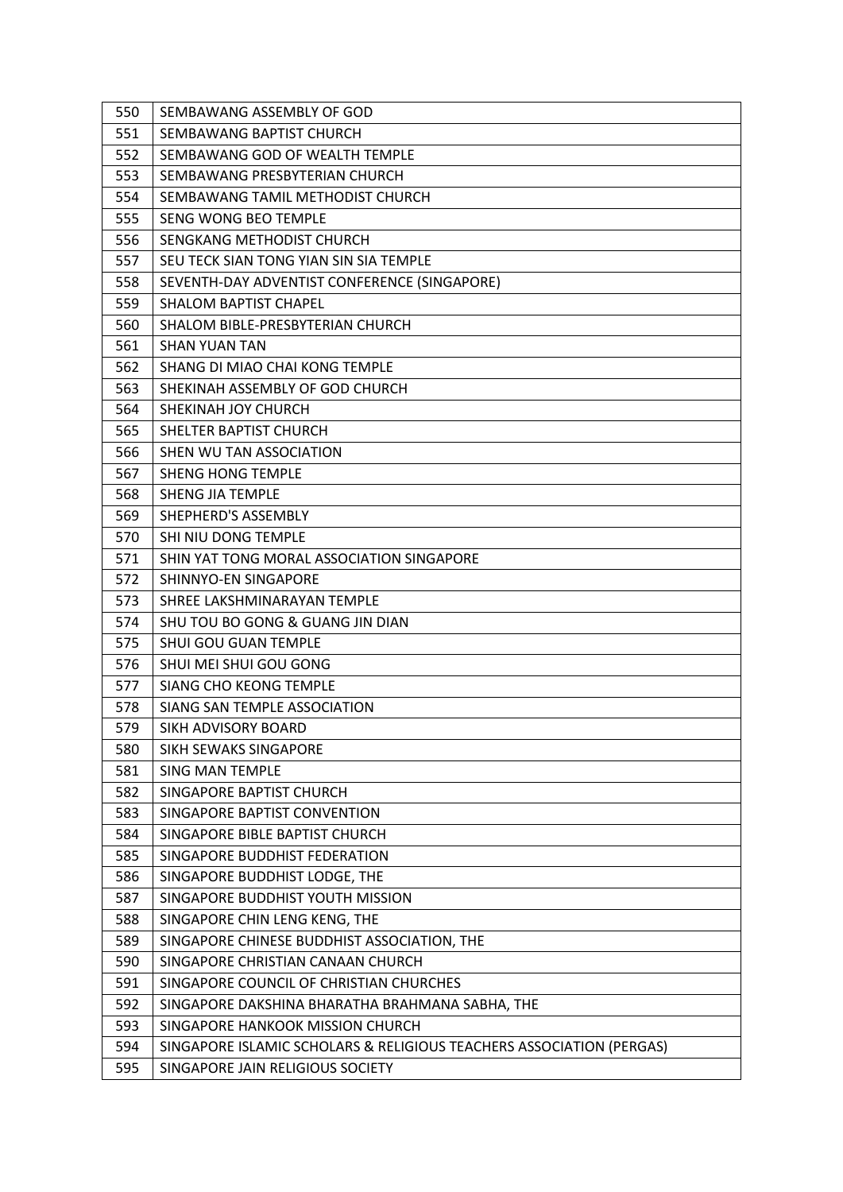| 550 | SEMBAWANG ASSEMBLY OF GOD |
|---|---|
| 551 | SEMBAWANG BAPTIST CHURCH |
| 552 | SEMBAWANG GOD OF WEALTH TEMPLE |
| 553 | SEMBAWANG PRESBYTERIAN CHURCH |
| 554 | SEMBAWANG TAMIL METHODIST CHURCH |
| 555 | SENG WONG BEO TEMPLE |
| 556 | SENGKANG METHODIST CHURCH |
| 557 | SEU TECK SIAN TONG YIAN SIN SIA TEMPLE |
| 558 | SEVENTH-DAY ADVENTIST CONFERENCE (SINGAPORE) |
| 559 | SHALOM BAPTIST CHAPEL |
| 560 | SHALOM BIBLE-PRESBYTERIAN CHURCH |
| 561 | SHAN YUAN TAN |
| 562 | SHANG DI MIAO CHAI KONG TEMPLE |
| 563 | SHEKINAH ASSEMBLY OF GOD CHURCH |
| 564 | SHEKINAH JOY CHURCH |
| 565 | SHELTER BAPTIST CHURCH |
| 566 | SHEN WU TAN ASSOCIATION |
| 567 | SHENG HONG TEMPLE |
| 568 | SHENG JIA TEMPLE |
| 569 | SHEPHERD'S ASSEMBLY |
| 570 | SHI NIU DONG TEMPLE |
| 571 | SHIN YAT TONG MORAL ASSOCIATION SINGAPORE |
| 572 | SHINNYO-EN SINGAPORE |
| 573 | SHREE LAKSHMINARAYAN TEMPLE |
| 574 | SHU TOU BO GONG & GUANG JIN DIAN |
| 575 | SHUI GOU GUAN TEMPLE |
| 576 | SHUI MEI SHUI GOU GONG |
| 577 | SIANG CHO KEONG TEMPLE |
| 578 | SIANG SAN TEMPLE ASSOCIATION |
| 579 | SIKH ADVISORY BOARD |
| 580 | SIKH SEWAKS SINGAPORE |
| 581 | SING MAN TEMPLE |
| 582 | SINGAPORE BAPTIST CHURCH |
| 583 | SINGAPORE BAPTIST CONVENTION |
| 584 | SINGAPORE BIBLE BAPTIST CHURCH |
| 585 | SINGAPORE BUDDHIST FEDERATION |
| 586 | SINGAPORE BUDDHIST LODGE, THE |
| 587 | SINGAPORE BUDDHIST YOUTH MISSION |
| 588 | SINGAPORE CHIN LENG KENG, THE |
| 589 | SINGAPORE CHINESE BUDDHIST ASSOCIATION, THE |
| 590 | SINGAPORE CHRISTIAN CANAAN CHURCH |
| 591 | SINGAPORE COUNCIL OF CHRISTIAN CHURCHES |
| 592 | SINGAPORE DAKSHINA BHARATHA BRAHMANA SABHA, THE |
| 593 | SINGAPORE HANKOOK MISSION CHURCH |
| 594 | SINGAPORE ISLAMIC SCHOLARS & RELIGIOUS TEACHERS ASSOCIATION (PERGAS) |
| 595 | SINGAPORE JAIN RELIGIOUS SOCIETY |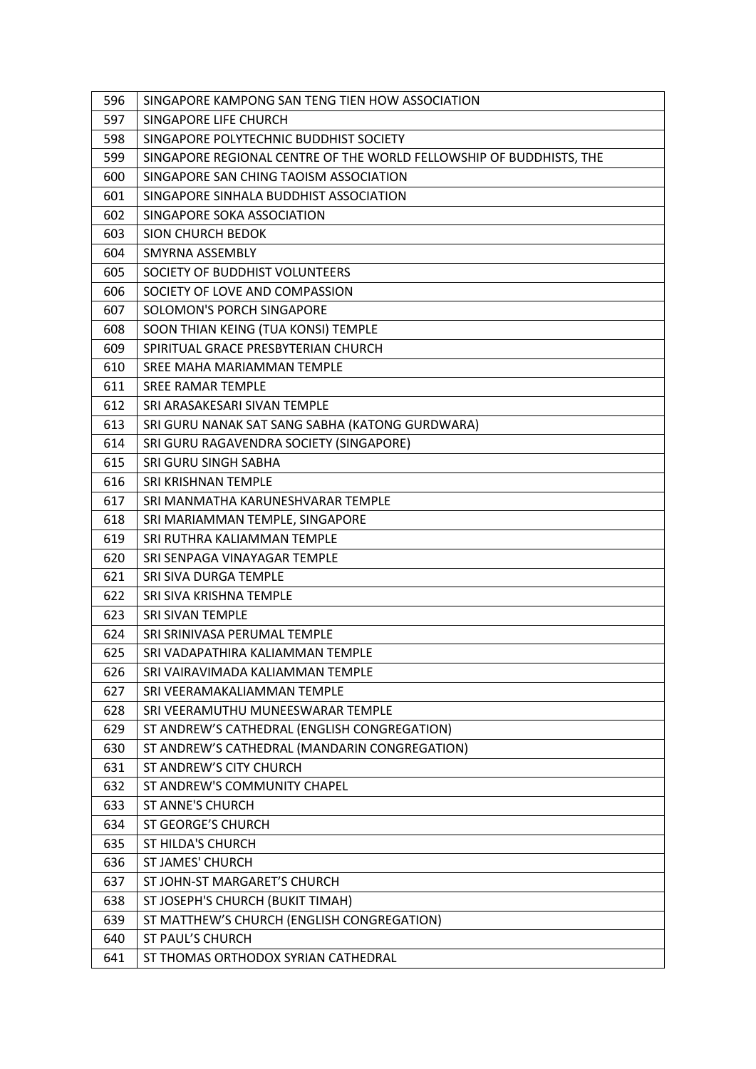| | |
|---|---|
| 596 | SINGAPORE KAMPONG SAN TENG TIEN HOW ASSOCIATION |
| 597 | SINGAPORE LIFE CHURCH |
| 598 | SINGAPORE POLYTECHNIC BUDDHIST SOCIETY |
| 599 | SINGAPORE REGIONAL CENTRE OF THE WORLD FELLOWSHIP OF BUDDHISTS, THE |
| 600 | SINGAPORE SAN CHING TAOISM ASSOCIATION |
| 601 | SINGAPORE SINHALA BUDDHIST ASSOCIATION |
| 602 | SINGAPORE SOKA ASSOCIATION |
| 603 | SION CHURCH BEDOK |
| 604 | SMYRNA ASSEMBLY |
| 605 | SOCIETY OF BUDDHIST VOLUNTEERS |
| 606 | SOCIETY OF LOVE AND COMPASSION |
| 607 | SOLOMON'S PORCH SINGAPORE |
| 608 | SOON THIAN KEING (TUA KONSI) TEMPLE |
| 609 | SPIRITUAL GRACE PRESBYTERIAN CHURCH |
| 610 | SREE MAHA MARIAMMAN TEMPLE |
| 611 | SREE RAMAR TEMPLE |
| 612 | SRI ARASAKESARI SIVAN TEMPLE |
| 613 | SRI GURU NANAK SAT SANG SABHA (KATONG GURDWARA) |
| 614 | SRI GURU RAGAVENDRA SOCIETY (SINGAPORE) |
| 615 | SRI GURU SINGH SABHA |
| 616 | SRI KRISHNAN TEMPLE |
| 617 | SRI MANMATHA KARUNESHVARAR TEMPLE |
| 618 | SRI MARIAMMAN TEMPLE, SINGAPORE |
| 619 | SRI RUTHRA KALIAMMAN TEMPLE |
| 620 | SRI SENPAGA VINAYAGAR TEMPLE |
| 621 | SRI SIVA DURGA TEMPLE |
| 622 | SRI SIVA KRISHNA TEMPLE |
| 623 | SRI SIVAN TEMPLE |
| 624 | SRI SRINIVASA PERUMAL TEMPLE |
| 625 | SRI VADAPATHIRA KALIAMMAN TEMPLE |
| 626 | SRI VAIRAVIMADA KALIAMMAN TEMPLE |
| 627 | SRI VEERAMAKALIAMMAN TEMPLE |
| 628 | SRI VEERAMUTHU MUNEESWARAR TEMPLE |
| 629 | ST ANDREW'S CATHEDRAL (ENGLISH CONGREGATION) |
| 630 | ST ANDREW'S CATHEDRAL (MANDARIN CONGREGATION) |
| 631 | ST ANDREW'S CITY CHURCH |
| 632 | ST ANDREW'S COMMUNITY CHAPEL |
| 633 | ST ANNE'S CHURCH |
| 634 | ST GEORGE'S CHURCH |
| 635 | ST HILDA'S CHURCH |
| 636 | ST JAMES' CHURCH |
| 637 | ST JOHN-ST MARGARET'S CHURCH |
| 638 | ST JOSEPH'S CHURCH (BUKIT TIMAH) |
| 639 | ST MATTHEW'S CHURCH (ENGLISH CONGREGATION) |
| 640 | ST PAUL'S CHURCH |
| 641 | ST THOMAS ORTHODOX SYRIAN CATHEDRAL |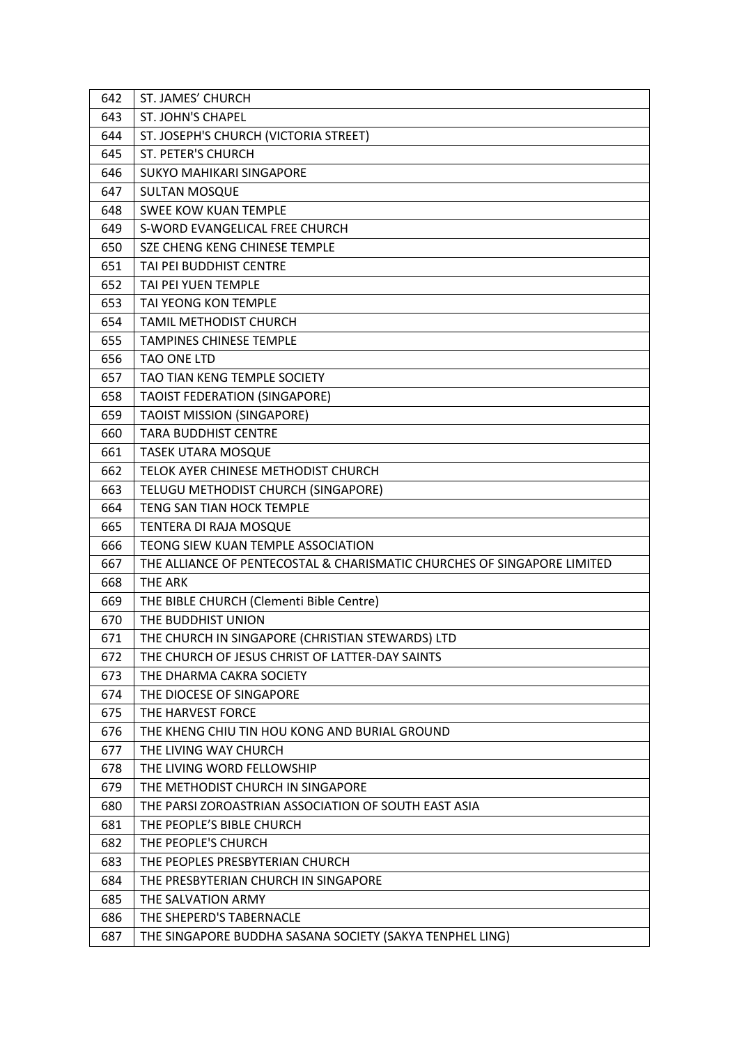| 642 | ST. JAMES' CHURCH |
|---|---|
| 643 | ST. JOHN'S CHAPEL |
| 644 | ST. JOSEPH'S CHURCH (VICTORIA STREET) |
| 645 | ST. PETER'S CHURCH |
| 646 | SUKYO MAHIKARI SINGAPORE |
| 647 | SULTAN MOSQUE |
| 648 | SWEE KOW KUAN TEMPLE |
| 649 | S-WORD EVANGELICAL FREE CHURCH |
| 650 | SZE CHENG KENG CHINESE TEMPLE |
| 651 | TAI PEI BUDDHIST CENTRE |
| 652 | TAI PEI YUEN TEMPLE |
| 653 | TAI YEONG KON TEMPLE |
| 654 | TAMIL METHODIST CHURCH |
| 655 | TAMPINES CHINESE TEMPLE |
| 656 | TAO ONE LTD |
| 657 | TAO TIAN KENG TEMPLE SOCIETY |
| 658 | TAOIST FEDERATION (SINGAPORE) |
| 659 | TAOIST MISSION (SINGAPORE) |
| 660 | TARA BUDDHIST CENTRE |
| 661 | TASEK UTARA MOSQUE |
| 662 | TELOK AYER CHINESE METHODIST CHURCH |
| 663 | TELUGU METHODIST CHURCH (SINGAPORE) |
| 664 | TENG SAN TIAN HOCK TEMPLE |
| 665 | TENTERA DI RAJA MOSQUE |
| 666 | TEONG SIEW KUAN TEMPLE ASSOCIATION |
| 667 | THE ALLIANCE OF PENTECOSTAL & CHARISMATIC CHURCHES OF SINGAPORE LIMITED |
| 668 | THE ARK |
| 669 | THE BIBLE CHURCH (Clementi Bible Centre) |
| 670 | THE BUDDHIST UNION |
| 671 | THE CHURCH IN SINGAPORE (CHRISTIAN STEWARDS) LTD |
| 672 | THE CHURCH OF JESUS CHRIST OF LATTER-DAY SAINTS |
| 673 | THE DHARMA CAKRA SOCIETY |
| 674 | THE DIOCESE OF SINGAPORE |
| 675 | THE HARVEST FORCE |
| 676 | THE KHENG CHIU TIN HOU KONG AND BURIAL GROUND |
| 677 | THE LIVING WAY CHURCH |
| 678 | THE LIVING WORD FELLOWSHIP |
| 679 | THE METHODIST CHURCH IN SINGAPORE |
| 680 | THE PARSI ZOROASTRIAN ASSOCIATION OF SOUTH EAST ASIA |
| 681 | THE PEOPLE'S BIBLE CHURCH |
| 682 | THE PEOPLE'S CHURCH |
| 683 | THE PEOPLES PRESBYTERIAN CHURCH |
| 684 | THE PRESBYTERIAN CHURCH IN SINGAPORE |
| 685 | THE SALVATION ARMY |
| 686 | THE SHEPERD'S TABERNACLE |
| 687 | THE SINGAPORE BUDDHA SASANA SOCIETY (SAKYA TENPHEL LING) |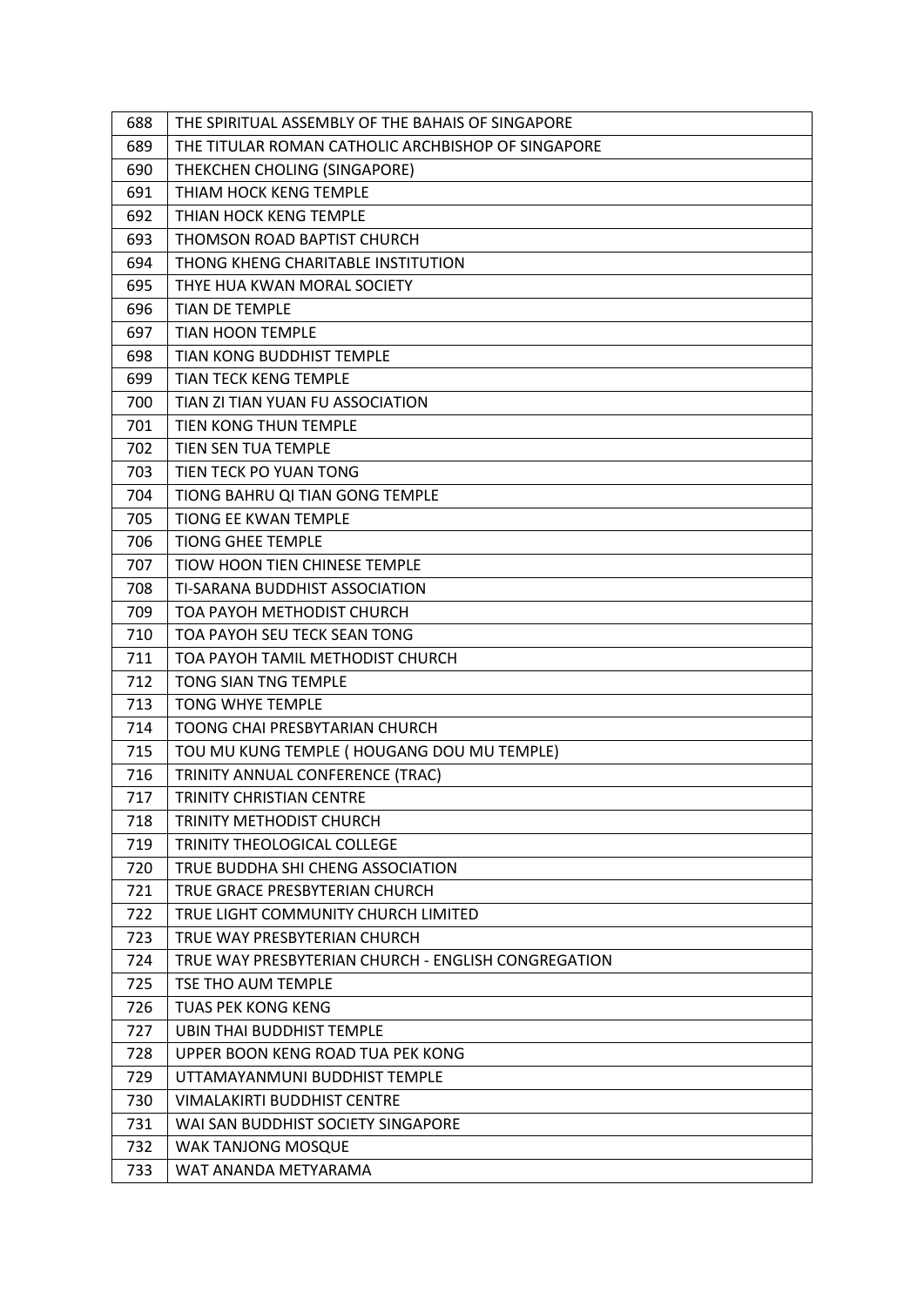| 688 | THE SPIRITUAL ASSEMBLY OF THE BAHAIS OF SINGAPORE |
|---|---|
| 689 | THE TITULAR ROMAN CATHOLIC ARCHBISHOP OF SINGAPORE |
| 690 | THEKCHEN CHOLING (SINGAPORE) |
| 691 | THIAM HOCK KENG TEMPLE |
| 692 | THIAN HOCK KENG TEMPLE |
| 693 | THOMSON ROAD BAPTIST CHURCH |
| 694 | THONG KHENG CHARITABLE INSTITUTION |
| 695 | THYE HUA KWAN MORAL SOCIETY |
| 696 | TIAN DE TEMPLE |
| 697 | TIAN HOON TEMPLE |
| 698 | TIAN KONG BUDDHIST TEMPLE |
| 699 | TIAN TECK KENG TEMPLE |
| 700 | TIAN ZI TIAN YUAN FU ASSOCIATION |
| 701 | TIEN KONG THUN TEMPLE |
| 702 | TIEN SEN TUA TEMPLE |
| 703 | TIEN TECK PO YUAN TONG |
| 704 | TIONG BAHRU QI TIAN GONG TEMPLE |
| 705 | TIONG EE KWAN TEMPLE |
| 706 | TIONG GHEE TEMPLE |
| 707 | TIOW HOON TIEN CHINESE TEMPLE |
| 708 | TI-SARANA BUDDHIST ASSOCIATION |
| 709 | TOA PAYOH METHODIST CHURCH |
| 710 | TOA PAYOH SEU TECK SEAN TONG |
| 711 | TOA PAYOH TAMIL METHODIST CHURCH |
| 712 | TONG SIAN TNG TEMPLE |
| 713 | TONG WHYE TEMPLE |
| 714 | TOONG CHAI PRESBYTARIAN CHURCH |
| 715 | TOU MU KUNG TEMPLE ( HOUGANG DOU MU TEMPLE) |
| 716 | TRINITY ANNUAL CONFERENCE (TRAC) |
| 717 | TRINITY CHRISTIAN CENTRE |
| 718 | TRINITY METHODIST CHURCH |
| 719 | TRINITY THEOLOGICAL COLLEGE |
| 720 | TRUE BUDDHA SHI CHENG ASSOCIATION |
| 721 | TRUE GRACE PRESBYTERIAN CHURCH |
| 722 | TRUE LIGHT COMMUNITY CHURCH LIMITED |
| 723 | TRUE WAY PRESBYTERIAN CHURCH |
| 724 | TRUE WAY PRESBYTERIAN CHURCH - ENGLISH CONGREGATION |
| 725 | TSE THO AUM TEMPLE |
| 726 | TUAS PEK KONG KENG |
| 727 | UBIN THAI BUDDHIST TEMPLE |
| 728 | UPPER BOON KENG ROAD TUA PEK KONG |
| 729 | UTTAMAYANMUNI BUDDHIST TEMPLE |
| 730 | VIMALAKIRTI BUDDHIST CENTRE |
| 731 | WAI SAN BUDDHIST SOCIETY SINGAPORE |
| 732 | WAK TANJONG MOSQUE |
| 733 | WAT ANANDA METYARAMA |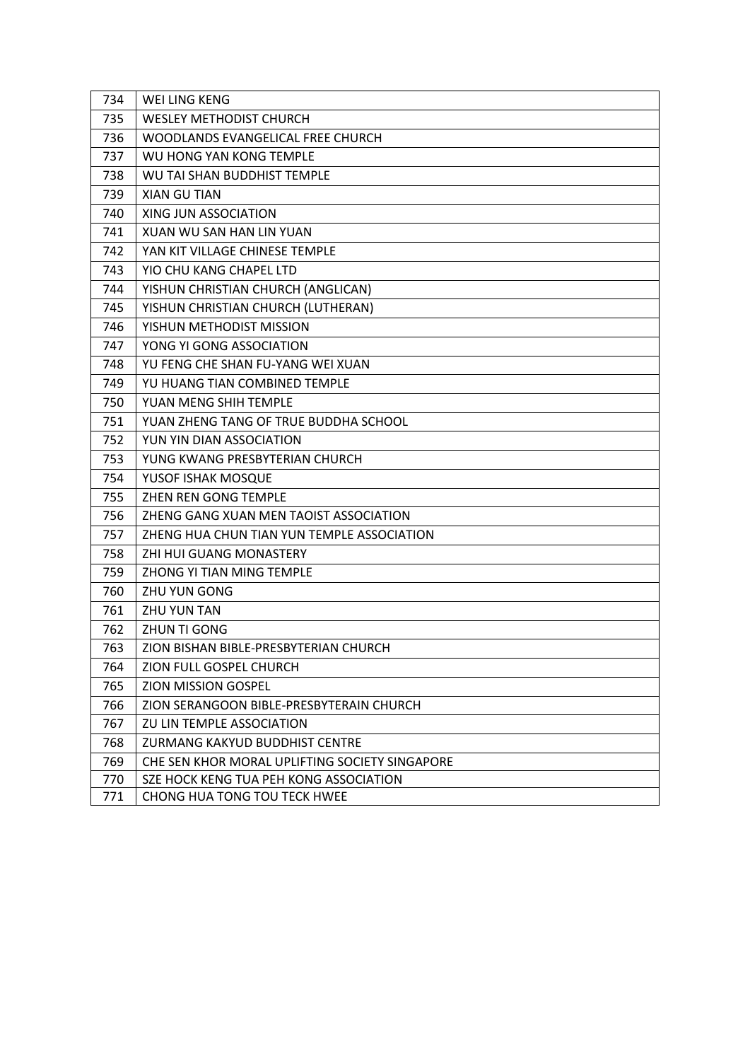| | |
|---|---|
| 734 | WEI LING KENG |
| 735 | WESLEY METHODIST CHURCH |
| 736 | WOODLANDS EVANGELICAL FREE CHURCH |
| 737 | WU HONG YAN KONG TEMPLE |
| 738 | WU TAI SHAN BUDDHIST TEMPLE |
| 739 | XIAN GU TIAN |
| 740 | XING JUN ASSOCIATION |
| 741 | XUAN WU SAN HAN LIN YUAN |
| 742 | YAN KIT VILLAGE CHINESE TEMPLE |
| 743 | YIO CHU KANG CHAPEL LTD |
| 744 | YISHUN CHRISTIAN CHURCH (ANGLICAN) |
| 745 | YISHUN CHRISTIAN CHURCH (LUTHERAN) |
| 746 | YISHUN METHODIST MISSION |
| 747 | YONG YI GONG ASSOCIATION |
| 748 | YU FENG CHE SHAN FU-YANG WEI XUAN |
| 749 | YU HUANG TIAN COMBINED TEMPLE |
| 750 | YUAN MENG SHIH TEMPLE |
| 751 | YUAN ZHENG TANG OF TRUE BUDDHA SCHOOL |
| 752 | YUN YIN DIAN ASSOCIATION |
| 753 | YUNG KWANG PRESBYTERIAN CHURCH |
| 754 | YUSOF ISHAK MOSQUE |
| 755 | ZHEN REN GONG TEMPLE |
| 756 | ZHENG GANG XUAN MEN TAOIST ASSOCIATION |
| 757 | ZHENG HUA CHUN TIAN YUN TEMPLE ASSOCIATION |
| 758 | ZHI HUI GUANG MONASTERY |
| 759 | ZHONG YI TIAN MING TEMPLE |
| 760 | ZHU YUN GONG |
| 761 | ZHU YUN TAN |
| 762 | ZHUN TI GONG |
| 763 | ZION BISHAN BIBLE-PRESBYTERIAN CHURCH |
| 764 | ZION FULL GOSPEL CHURCH |
| 765 | ZION MISSION GOSPEL |
| 766 | ZION SERANGOON BIBLE-PRESBYTERAIN CHURCH |
| 767 | ZU LIN TEMPLE ASSOCIATION |
| 768 | ZURMANG KAKYUD BUDDHIST CENTRE |
| 769 | CHE SEN KHOR MORAL UPLIFTING SOCIETY SINGAPORE |
| 770 | SZE HOCK KENG TUA PEH KONG ASSOCIATION |
| 771 | CHONG HUA TONG TOU TECK HWEE |